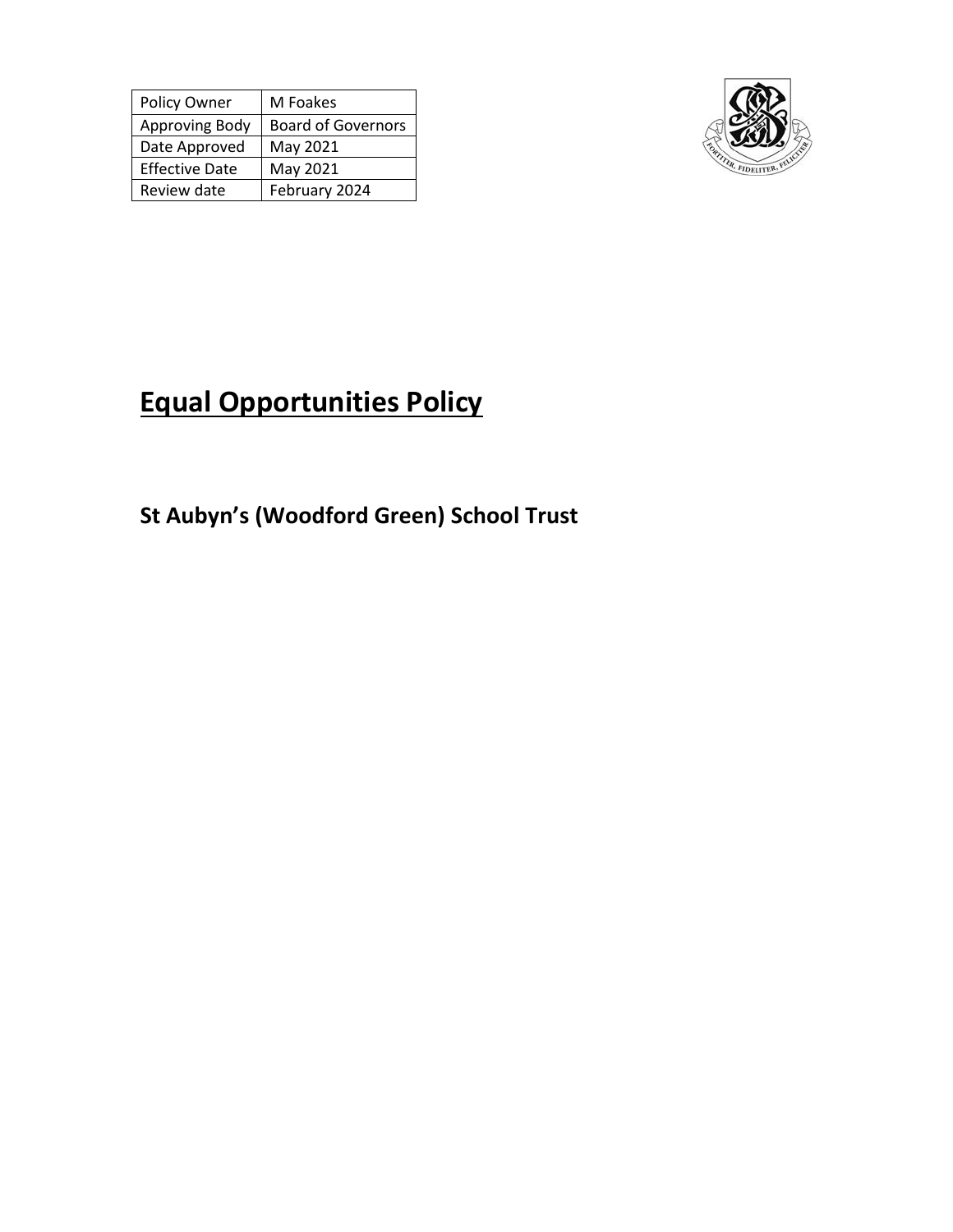| Policy Owner | M Foakes |
| --- | --- |
| Approving Body | Board of Governors |
| Date Approved | May 2021 |
| Effective Date | May 2021 |
| Review date | February 2024 |

# Equal Opportunities Policy

## St Aubyn's (Woodford Green) School Trust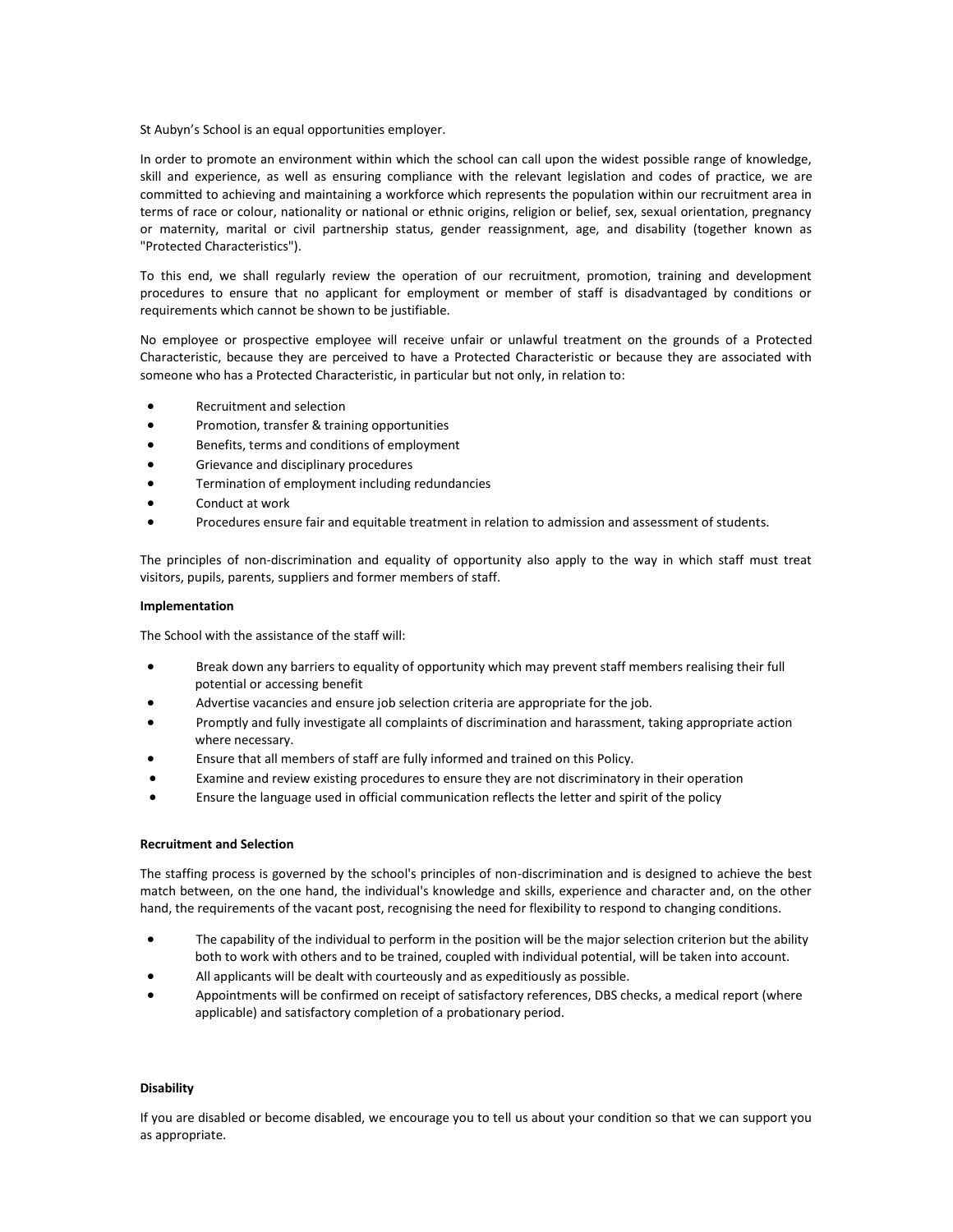St Aubyn's School is an equal opportunities employer.

In order to promote an environment within which the school can call upon the widest possible range of knowledge, skill and experience, as well as ensuring compliance with the relevant legislation and codes of practice, we are committed to achieving and maintaining a workforce which represents the population within our recruitment area in terms of race or colour, nationality or national or ethnic origins, religion or belief, sex, sexual orientation, pregnancy or maternity, marital or civil partnership status, gender reassignment, age, and disability (together known as "Protected Characteristics").

To this end, we shall regularly review the operation of our recruitment, promotion, training and development procedures to ensure that no applicant for employment or member of staff is disadvantaged by conditions or requirements which cannot be shown to be justifiable.

No employee or prospective employee will receive unfair or unlawful treatment on the grounds of a Protected Characteristic, because they are perceived to have a Protected Characteristic or because they are associated with someone who has a Protected Characteristic, in particular but not only, in relation to:

- Recruitment and selection
- Promotion, transfer & training opportunities
- Benefits, terms and conditions of employment
- Grievance and disciplinary procedures
- Termination of employment including redundancies
- Conduct at work
- Procedures ensure fair and equitable treatment in relation to admission and assessment of students.

The principles of non-discrimination and equality of opportunity also apply to the way in which staff must treat visitors, pupils, parents, suppliers and former members of staff.

**Implementation**

The School with the assistance of the staff will:

- Break down any barriers to equality of opportunity which may prevent staff members realising their full potential or accessing benefit
- Advertise vacancies and ensure job selection criteria are appropriate for the job.
- Promptly and fully investigate all complaints of discrimination and harassment, taking appropriate action where necessary.
- Ensure that all members of staff are fully informed and trained on this Policy.
- Examine and review existing procedures to ensure they are not discriminatory in their operation
- Ensure the language used in official communication reflects the letter and spirit of the policy

**Recruitment and Selection**

The staffing process is governed by the school's principles of non-discrimination and is designed to achieve the best match between, on the one hand, the individual's knowledge and skills, experience and character and, on the other hand, the requirements of the vacant post, recognising the need for flexibility to respond to changing conditions.

- The capability of the individual to perform in the position will be the major selection criterion but the ability both to work with others and to be trained, coupled with individual potential, will be taken into account.
- All applicants will be dealt with courteously and as expeditiously as possible.
- Appointments will be confirmed on receipt of satisfactory references, DBS checks, a medical report (where applicable) and satisfactory completion of a probationary period.

**Disability**

If you are disabled or become disabled, we encourage you to tell us about your condition so that we can support you as appropriate.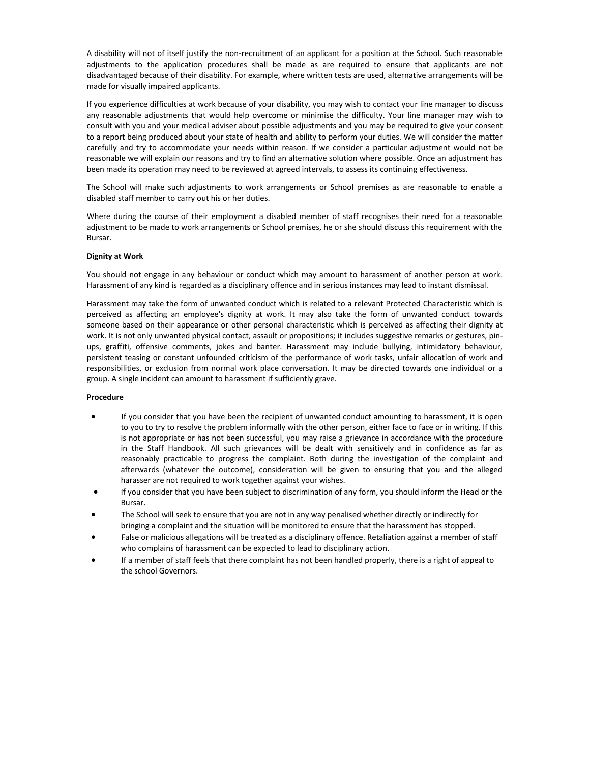A disability will not of itself justify the non-recruitment of an applicant for a position at the School. Such reasonable adjustments to the application procedures shall be made as are required to ensure that applicants are not disadvantaged because of their disability. For example, where written tests are used, alternative arrangements will be made for visually impaired applicants.

If you experience difficulties at work because of your disability, you may wish to contact your line manager to discuss any reasonable adjustments that would help overcome or minimise the difficulty. Your line manager may wish to consult with you and your medical adviser about possible adjustments and you may be required to give your consent to a report being produced about your state of health and ability to perform your duties. We will consider the matter carefully and try to accommodate your needs within reason. If we consider a particular adjustment would not be reasonable we will explain our reasons and try to find an alternative solution where possible. Once an adjustment has been made its operation may need to be reviewed at agreed intervals, to assess its continuing effectiveness.

The School will make such adjustments to work arrangements or School premises as are reasonable to enable a disabled staff member to carry out his or her duties.

Where during the course of their employment a disabled member of staff recognises their need for a reasonable adjustment to be made to work arrangements or School premises, he or she should discuss this requirement with the Bursar.

**Dignity at Work**

You should not engage in any behaviour or conduct which may amount to harassment of another person at work. Harassment of any kind is regarded as a disciplinary offence and in serious instances may lead to instant dismissal.

Harassment may take the form of unwanted conduct which is related to a relevant Protected Characteristic which is perceived as affecting an employee's dignity at work. It may also take the form of unwanted conduct towards someone based on their appearance or other personal characteristic which is perceived as affecting their dignity at work. It is not only unwanted physical contact, assault or propositions; it includes suggestive remarks or gestures, pin-ups, graffiti, offensive comments, jokes and banter. Harassment may include bullying, intimidatory behaviour, persistent teasing or constant unfounded criticism of the performance of work tasks, unfair allocation of work and responsibilities, or exclusion from normal work place conversation. It may be directed towards one individual or a group. A single incident can amount to harassment if sufficiently grave.

**Procedure**

- If you consider that you have been the recipient of unwanted conduct amounting to harassment, it is open to you to try to resolve the problem informally with the other person, either face to face or in writing. If this is not appropriate or has not been successful, you may raise a grievance in accordance with the procedure in the Staff Handbook. All such grievances will be dealt with sensitively and in confidence as far as reasonably practicable to progress the complaint. Both during the investigation of the complaint and afterwards (whatever the outcome), consideration will be given to ensuring that you and the alleged harasser are not required to work together against your wishes.
- If you consider that you have been subject to discrimination of any form, you should inform the Head or the Bursar.
- The School will seek to ensure that you are not in any way penalised whether directly or indirectly for bringing a complaint and the situation will be monitored to ensure that the harassment has stopped.
- False or malicious allegations will be treated as a disciplinary offence. Retaliation against a member of staff who complains of harassment can be expected to lead to disciplinary action.
- If a member of staff feels that there complaint has not been handled properly, there is a right of appeal to the school Governors.